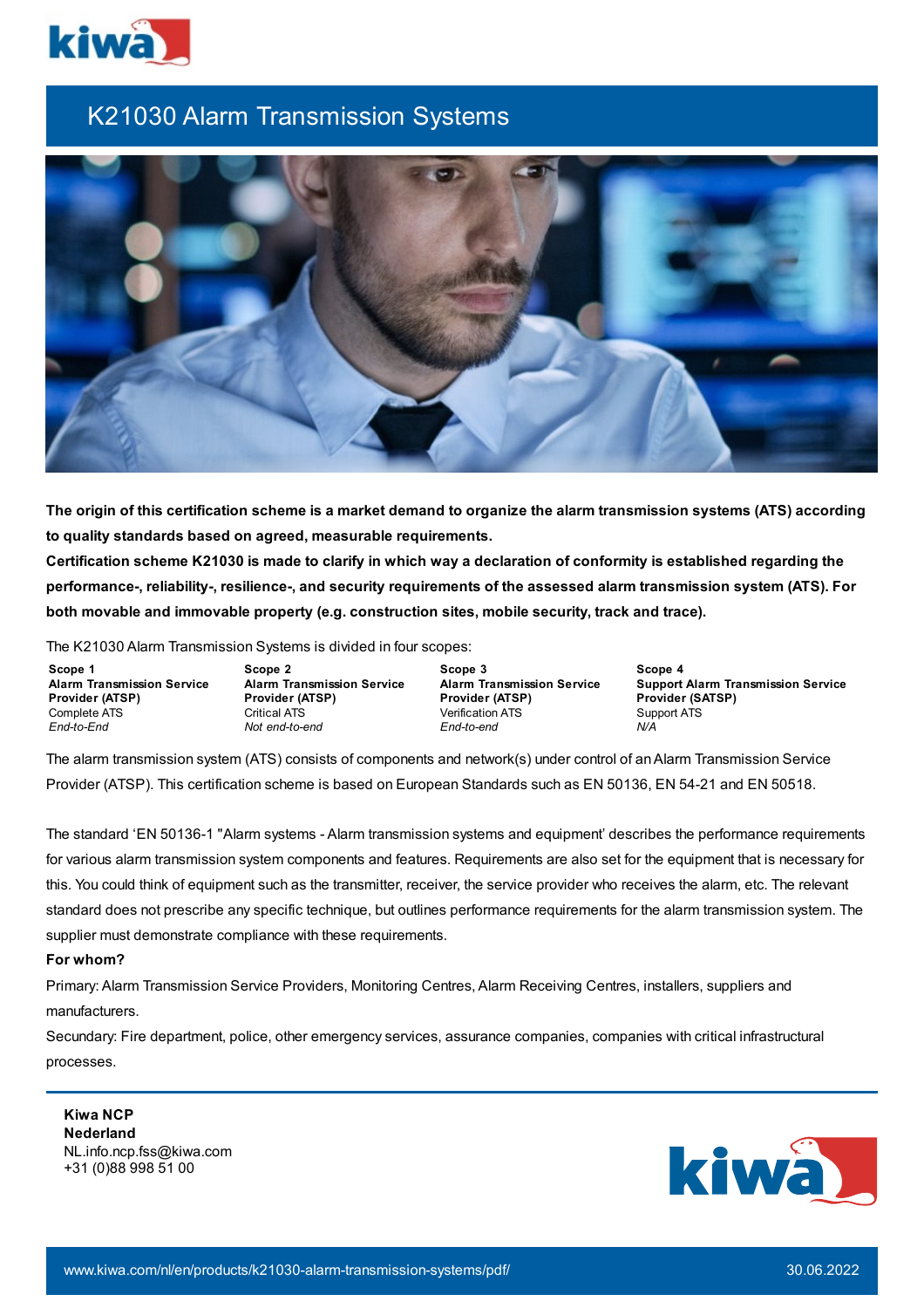# K21030 Alarm Transmission Systems

**The origin of this certification scheme is a market demand to organize the alarm transmission systems (ATS) according to quality standards based on agreed, measurable requirements.**

**Certification scheme K21030 is made to clarify in which way a declaration of conformity is established regarding the performance-, reliability-, resilience-, and security requirements of the assessed alarm transmission system (ATS). For both movable and immovable property (e.g. construction sites, mobile security, track and trace).**

The K21030 Alarm Transmission Systems is divided in four scopes:

| Scope 1 | Scope 2 | Scope 3 | Scope 4 |
|---|---|---|---|
| **Alarm Transmission Service Provider (ATSP)** | **Alarm Transmission Service Provider (ATSP)** | **Alarm Transmission Service Provider (ATSP)** | **Support Alarm Transmission Service Provider (SATSP)** |
| Complete ATS | Critical ATS | Verification ATS | Support ATS |
| *End-to-End* | *Not end-to-end* | *End-to-end* | *N/A* |

The alarm transmission system (ATS) consists of components and network(s) under control of an Alarm Transmission Service Provider (ATSP). This certification scheme is based on European Standards such as EN 50136, EN 54-21 and EN 50518.

The standard 'EN 50136-1 "Alarm systems - Alarm transmission systems and equipment' describes the performance requirements for various alarm transmission system components and features. Requirements are also set for the equipment that is necessary for this. You could think of equipment such as the transmitter, receiver, the service provider who receives the alarm, etc. The relevant standard does not prescribe any specific technique, but outlines performance requirements for the alarm transmission system. The supplier must demonstrate compliance with these requirements.

**For whom?**

Primary: Alarm Transmission Service Providers, Monitoring Centres, Alarm Receiving Centres, installers, suppliers and manufacturers.

Secundary: Fire department, police, other emergency services, assurance companies, companies with critical infrastructural processes.

**Kiwa NCP**
**Nederland**
NL.info.ncp.fss@kiwa.com
+31 (0)88 998 51 00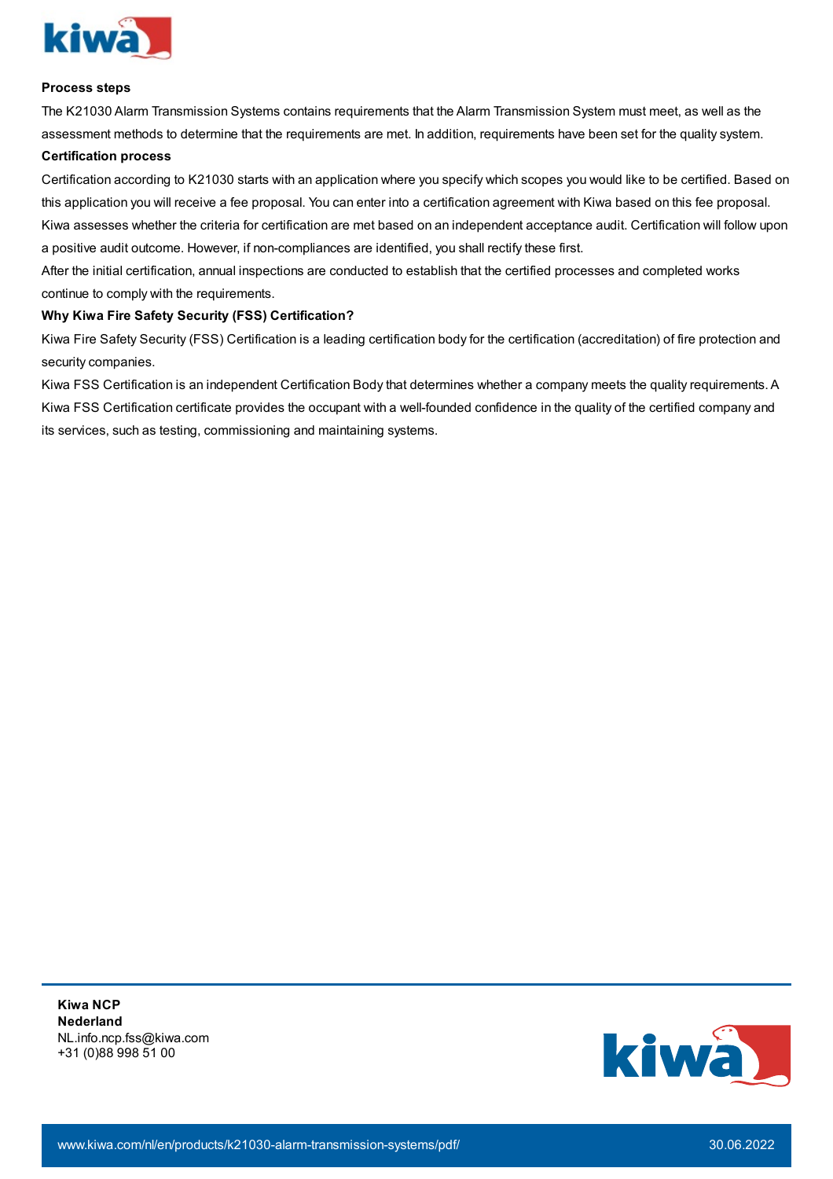**Process steps**

The K21030 Alarm Transmission Systems contains requirements that the Alarm Transmission System must meet, as well as the assessment methods to determine that the requirements are met. In addition, requirements have been set for the quality system.

**Certification process**

Certification according to K21030 starts with an application where you specify which scopes you would like to be certified. Based on this application you will receive a fee proposal. You can enter into a certification agreement with Kiwa based on this fee proposal. Kiwa assesses whether the criteria for certification are met based on an independent acceptance audit. Certification will follow upon a positive audit outcome. However, if non-compliances are identified, you shall rectify these first.

After the initial certification, annual inspections are conducted to establish that the certified processes and completed works continue to comply with the requirements.

**Why Kiwa Fire Safety Security (FSS) Certification?**

Kiwa Fire Safety Security (FSS) Certification is a leading certification body for the certification (accreditation) of fire protection and security companies.

Kiwa FSS Certification is an independent Certification Body that determines whether a company meets the quality requirements. A Kiwa FSS Certification certificate provides the occupant with a well-founded confidence in the quality of the certified company and its services, such as testing, commissioning and maintaining systems.

**Kiwa NCP**
**Nederland**
NL.info.ncp.fss@kiwa.com
+31 (0)88 998 51 00

www.kiwa.com/nl/en/products/k21030-alarm-transmission-systems/pdf/ 30.06.2022